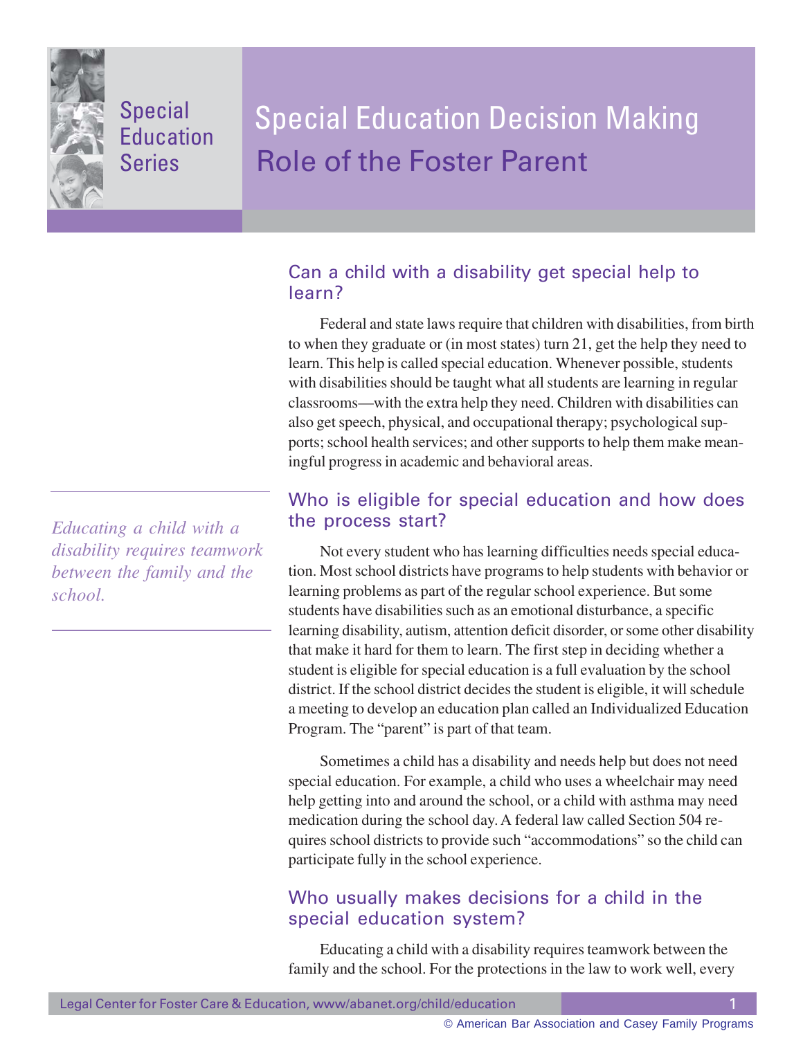Special Education Series

# Special Education Decision Making
## Role of the Foster Parent

### Can a child with a disability get special help to learn?

Federal and state laws require that children with disabilities, from birth to when they graduate or (in most states) turn 21, get the help they need to learn. This help is called special education. Whenever possible, students with disabilities should be taught what all students are learning in regular classrooms—with the extra help they need. Children with disabilities can also get speech, physical, and occupational therapy; psychological supports; school health services; and other supports to help them make meaningful progress in academic and behavioral areas.

> *Educating a child with a disability requires teamwork between the family and the school.*

### Who is eligible for special education and how does the process start?

Not every student who has learning difficulties needs special education. Most school districts have programs to help students with behavior or learning problems as part of the regular school experience. But some students have disabilities such as an emotional disturbance, a specific learning disability, autism, attention deficit disorder, or some other disability that make it hard for them to learn. The first step in deciding whether a student is eligible for special education is a full evaluation by the school district. If the school district decides the student is eligible, it will schedule a meeting to develop an education plan called an Individualized Education Program. The "parent" is part of that team.

Sometimes a child has a disability and needs help but does not need special education. For example, a child who uses a wheelchair may need help getting into and around the school, or a child with asthma may need medication during the school day. A federal law called Section 504 requires school districts to provide such "accommodations" so the child can participate fully in the school experience.

### Who usually makes decisions for a child in the special education system?

Educating a child with a disability requires teamwork between the family and the school. For the protections in the law to work well, every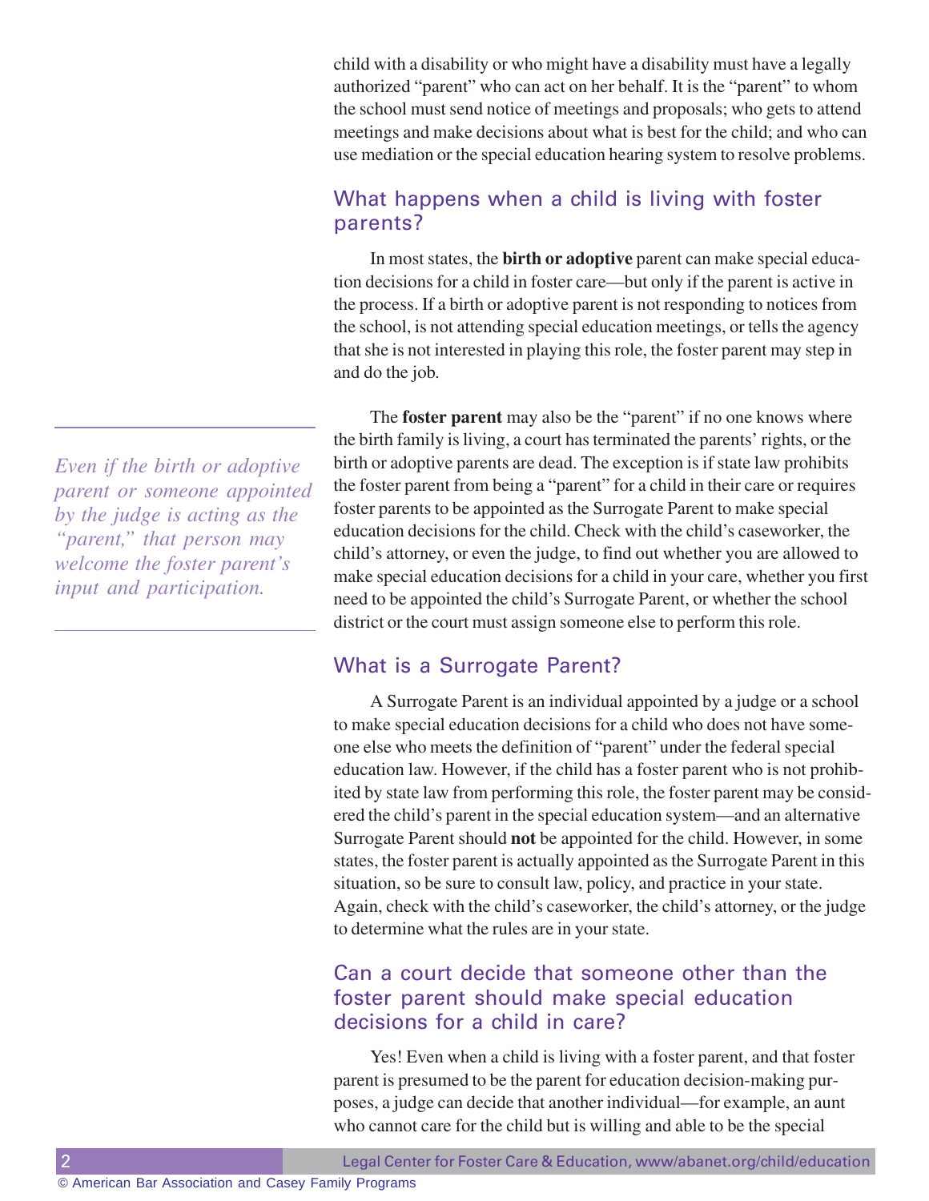child with a disability or who might have a disability must have a legally authorized "parent" who can act on her behalf. It is the "parent" to whom the school must send notice of meetings and proposals; who gets to attend meetings and make decisions about what is best for the child; and who can use mediation or the special education hearing system to resolve problems.

## What happens when a child is living with foster parents?

In most states, the **birth or adoptive** parent can make special education decisions for a child in foster care—but only if the parent is active in the process. If a birth or adoptive parent is not responding to notices from the school, is not attending special education meetings, or tells the agency that she is not interested in playing this role, the foster parent may step in and do the job.

The **foster parent** may also be the "parent" if no one knows where the birth family is living, a court has terminated the parents' rights, or the birth or adoptive parents are dead. The exception is if state law prohibits the foster parent from being a "parent" for a child in their care or requires foster parents to be appointed as the Surrogate Parent to make special education decisions for the child. Check with the child's caseworker, the child's attorney, or even the judge, to find out whether you are allowed to make special education decisions for a child in your care, whether you first need to be appointed the child's Surrogate Parent, or whether the school district or the court must assign someone else to perform this role.

*Even if the birth or adoptive parent or someone appointed by the judge is acting as the "parent," that person may welcome the foster parent's input and participation.*

## What is a Surrogate Parent?

A Surrogate Parent is an individual appointed by a judge or a school to make special education decisions for a child who does not have someone else who meets the definition of "parent" under the federal special education law. However, if the child has a foster parent who is not prohibited by state law from performing this role, the foster parent may be considered the child's parent in the special education system—and an alternative Surrogate Parent should **not** be appointed for the child. However, in some states, the foster parent is actually appointed as the Surrogate Parent in this situation, so be sure to consult law, policy, and practice in your state. Again, check with the child's caseworker, the child's attorney, or the judge to determine what the rules are in your state.

## Can a court decide that someone other than the foster parent should make special education decisions for a child in care?

Yes! Even when a child is living with a foster parent, and that foster parent is presumed to be the parent for education decision-making purposes, a judge can decide that another individual—for example, an aunt who cannot care for the child but is willing and able to be the special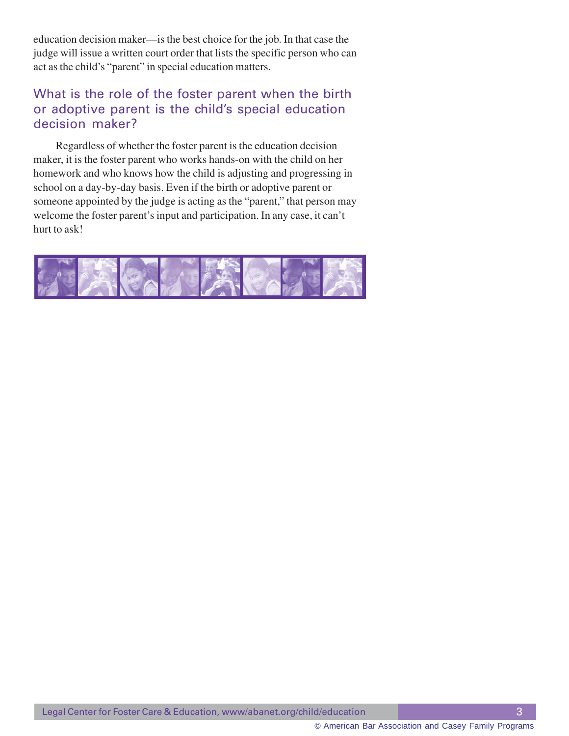education decision maker—is the best choice for the job. In that case the judge will issue a written court order that lists the specific person who can act as the child's "parent" in special education matters.

## What is the role of the foster parent when the birth or adoptive parent is the child's special education decision maker?

Regardless of whether the foster parent is the education decision maker, it is the foster parent who works hands-on with the child on her homework and who knows how the child is adjusting and progressing in school on a day-by-day basis. Even if the birth or adoptive parent or someone appointed by the judge is acting as the "parent," that person may welcome the foster parent's input and participation. In any case, it can't hurt to ask!

Legal Center for Foster Care & Education, www/abanet.org/child/education

© American Bar Association and Casey Family Programs